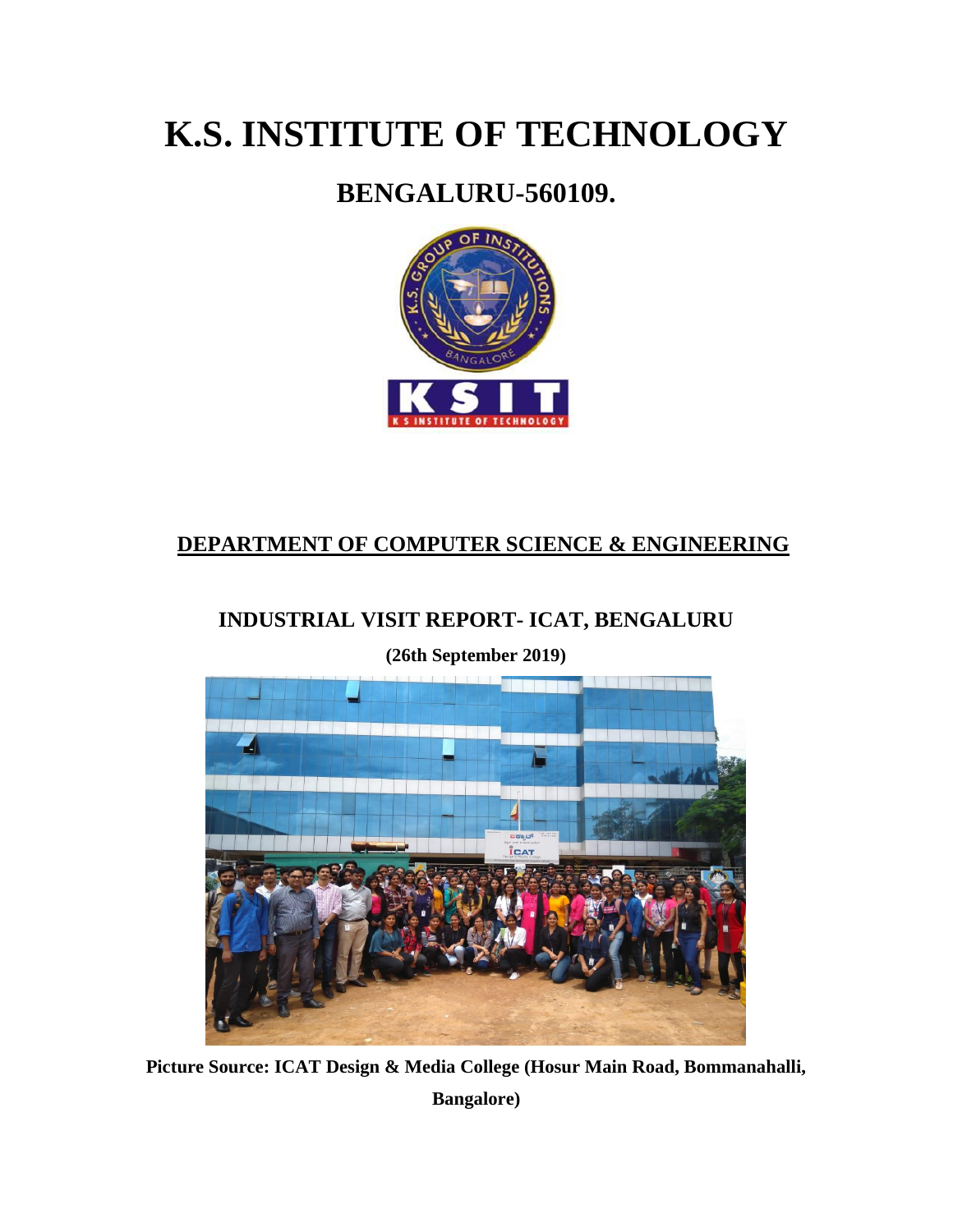# K.S. INSTITUTE OF TECHNOLOGY

## BENGALURU-560109.

## DEPARTMENT OF COMPUTER SCIENCE & ENGINEERING

### INDUSTRIAL VISIT REPORT- ICAT, BENGALURU

**(26th September 2019)**

**Picture Source: ICAT Design & Media College (Hosur Main Road, Bommanahalli, Bangalore)**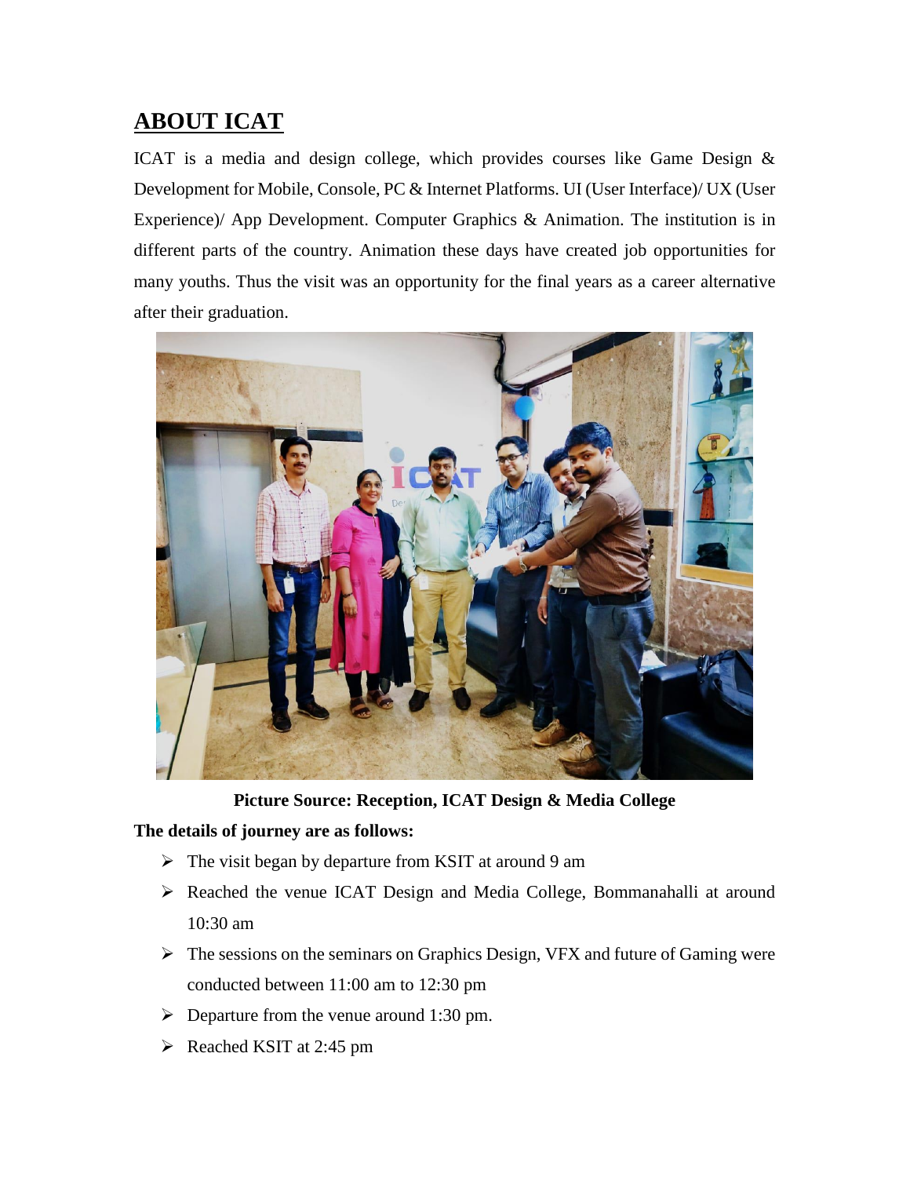## ABOUT ICAT

ICAT is a media and design college, which provides courses like Game Design & Development for Mobile, Console, PC & Internet Platforms. UI (User Interface)/ UX (User Experience)/ App Development. Computer Graphics & Animation. The institution is in different parts of the country. Animation these days have created job opportunities for many youths. Thus the visit was an opportunity for the final years as a career alternative after their graduation.

**Picture Source: Reception, ICAT Design & Media College**

**The details of journey are as follows:**

- The visit began by departure from KSIT at around 9 am
- Reached the venue ICAT Design and Media College, Bommanahalli at around 10:30 am
- The sessions on the seminars on Graphics Design, VFX and future of Gaming were conducted between 11:00 am to 12:30 pm
- Departure from the venue around 1:30 pm.
- Reached KSIT at 2:45 pm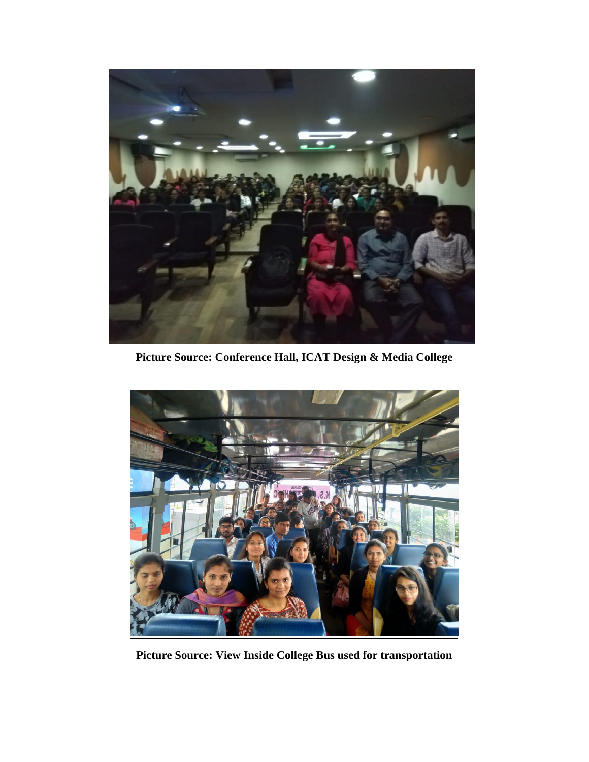**Picture Source: Conference Hall, ICAT Design & Media College**

**Picture Source: View Inside College Bus used for transportation**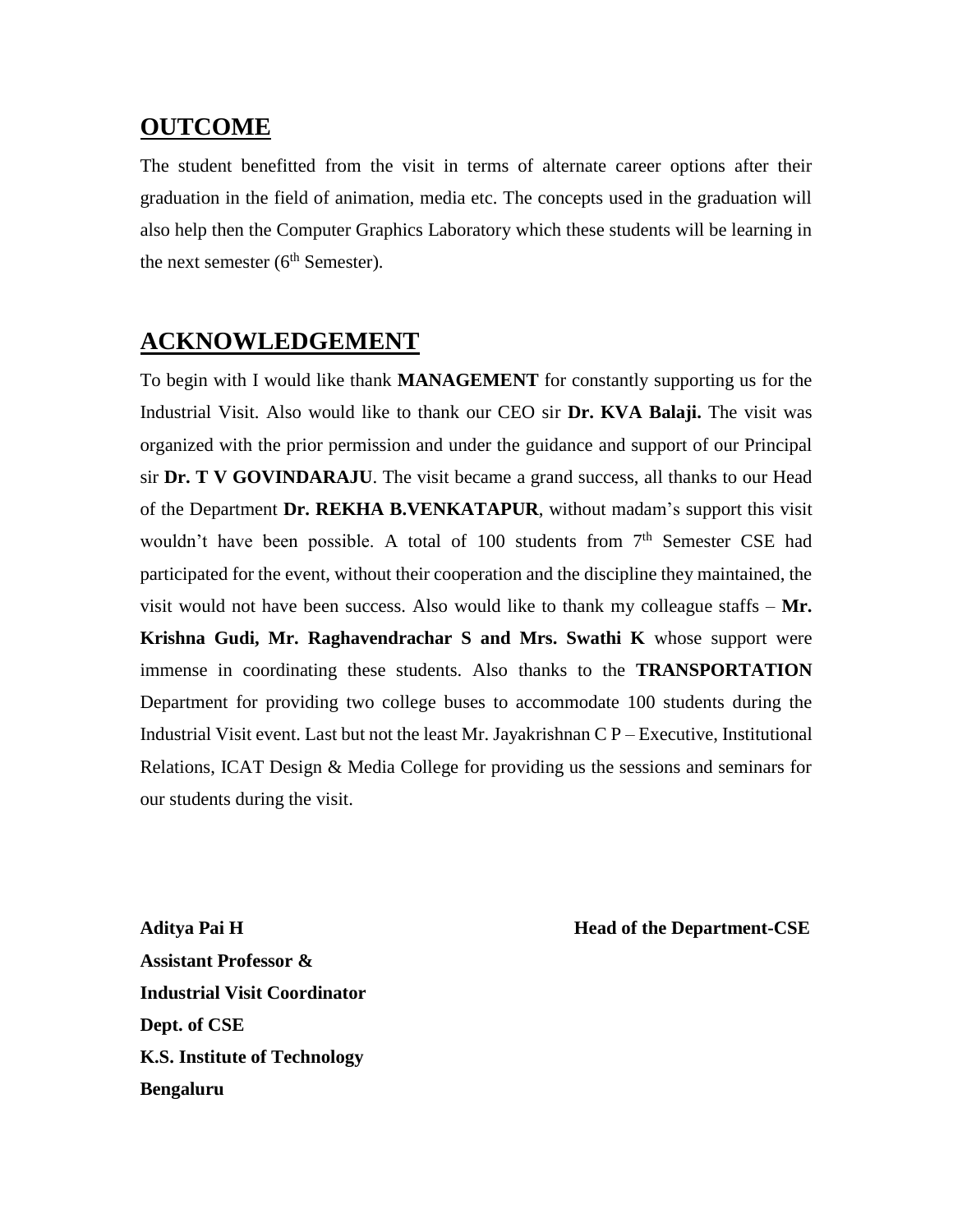## OUTCOME

The student benefitted from the visit in terms of alternate career options after their graduation in the field of animation, media etc. The concepts used in the graduation will also help then the Computer Graphics Laboratory which these students will be learning in the next semester (6$^{th}$ Semester).

## ACKNOWLEDGEMENT

To begin with I would like thank **MANAGEMENT** for constantly supporting us for the Industrial Visit. Also would like to thank our CEO sir **Dr. KVA Balaji.** The visit was organized with the prior permission and under the guidance and support of our Principal sir **Dr. T V GOVINDARAJU**. The visit became a grand success, all thanks to our Head of the Department **Dr. REKHA B.VENKATAPUR**, without madam's support this visit wouldn't have been possible. A total of 100 students from 7$^{th}$ Semester CSE had participated for the event, without their cooperation and the discipline they maintained, the visit would not have been success. Also would like to thank my colleague staffs – **Mr. Krishna Gudi, Mr. Raghavendrachar S and Mrs. Swathi K** whose support were immense in coordinating these students. Also thanks to the **TRANSPORTATION** Department for providing two college buses to accommodate 100 students during the Industrial Visit event. Last but not the least Mr. Jayakrishnan C P – Executive, Institutional Relations, ICAT Design & Media College for providing us the sessions and seminars for our students during the visit.

**Aditya Pai H**
**Assistant Professor &**
**Industrial Visit Coordinator**
**Dept. of CSE**
**K.S. Institute of Technology**
**Bengaluru**

**Head of the Department-CSE**